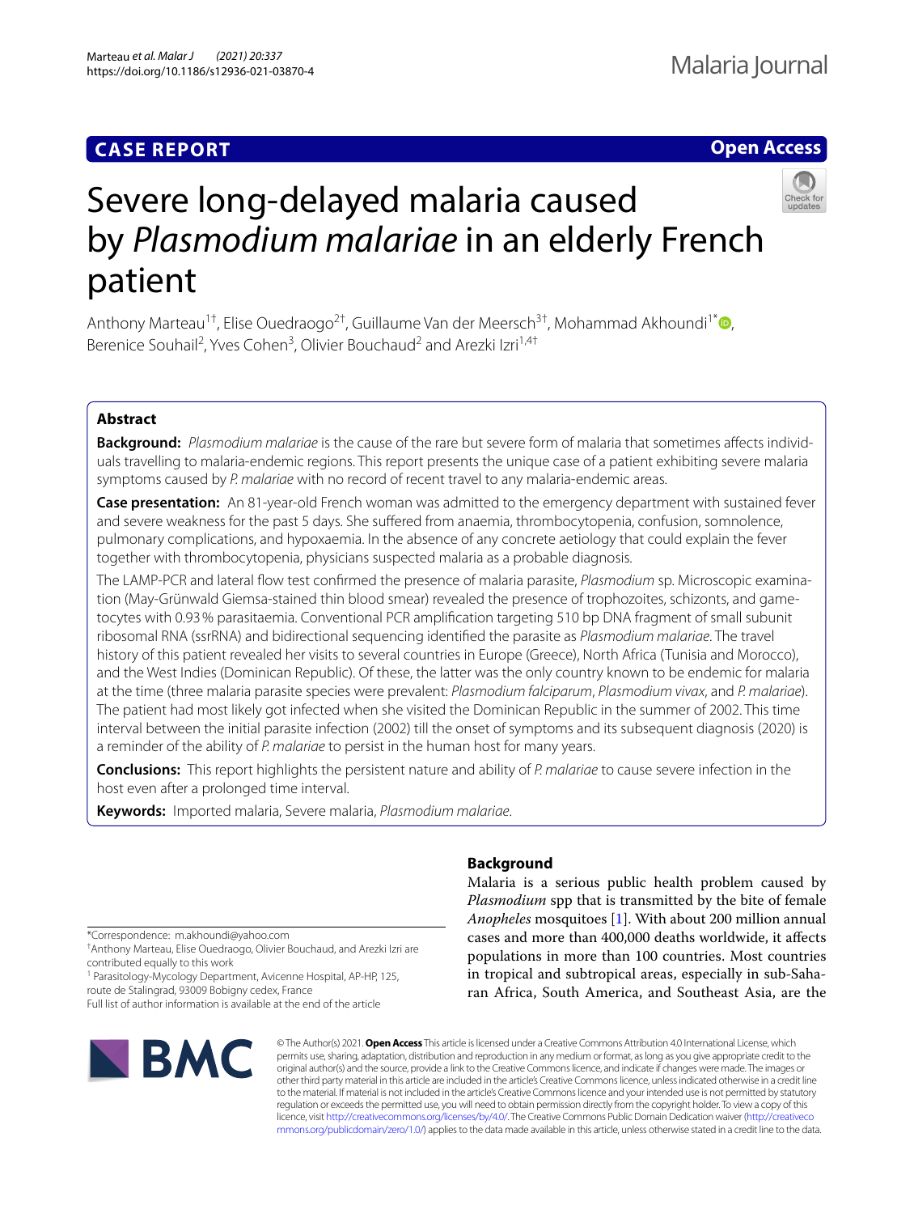CASE REPORT

Open Access

# Severe long-delayed malaria caused by *Plasmodium malariae* in an elderly French patient

Anthony Marteau[1†], Elise Ouedraogo[2†], Guillaume Van der Meersch[3†], Mohammad Akhoundi[1*], Berenice Souhail[2], Yves Cohen[3], Olivier Bouchaud[2] and Arezki Izri[1,4†]

## Abstract

**Background:** *Plasmodium malariae* is the cause of the rare but severe form of malaria that sometimes affects individuals travelling to malaria-endemic regions. This report presents the unique case of a patient exhibiting severe malaria symptoms caused by *P. malariae* with no record of recent travel to any malaria-endemic areas.

**Case presentation:** An 81-year-old French woman was admitted to the emergency department with sustained fever and severe weakness for the past 5 days. She suffered from anaemia, thrombocytopenia, confusion, somnolence, pulmonary complications, and hypoxaemia. In the absence of any concrete aetiology that could explain the fever together with thrombocytopenia, physicians suspected malaria as a probable diagnosis.

The LAMP-PCR and lateral flow test confirmed the presence of malaria parasite, *Plasmodium* sp. Microscopic examination (May-Grünwald Giemsa-stained thin blood smear) revealed the presence of trophozoites, schizonts, and gametocytes with 0.93% parasitaemia. Conventional PCR amplification targeting 510 bp DNA fragment of small subunit ribosomal RNA (ssrRNA) and bidirectional sequencing identified the parasite as *Plasmodium malariae*. The travel history of this patient revealed her visits to several countries in Europe (Greece), North Africa (Tunisia and Morocco), and the West Indies (Dominican Republic). Of these, the latter was the only country known to be endemic for malaria at the time (three malaria parasite species were prevalent: *Plasmodium falciparum*, *Plasmodium vivax*, and *P. malariae*). The patient had most likely got infected when she visited the Dominican Republic in the summer of 2002. This time interval between the initial parasite infection (2002) till the onset of symptoms and its subsequent diagnosis (2020) is a reminder of the ability of *P. malariae* to persist in the human host for many years.

**Conclusions:** This report highlights the persistent nature and ability of *P. malariae* to cause severe infection in the host even after a prolonged time interval.

**Keywords:** Imported malaria, Severe malaria, *Plasmodium malariae*.

## Background

Malaria is a serious public health problem caused by *Plasmodium* spp that is transmitted by the bite of female *Anopheles* mosquitoes [1]. With about 200 million annual cases and more than 400,000 deaths worldwide, it affects populations in more than 100 countries. Most countries in tropical and subtropical areas, especially in sub-Saharan Africa, South America, and Southeast Asia, are the

*Correspondence: m.akhoundi@yahoo.com

†Anthony Marteau, Elise Ouedraogo, Olivier Bouchaud, and Arezki Izri are contributed equally to this work

[1] Parasitology-Mycology Department, Avicenne Hospital, AP-HP, 125, route de Stalingrad, 93009 Bobigny cedex, France

Full list of author information is available at the end of the article

© The Author(s) 2021. **Open Access** This article is licensed under a Creative Commons Attribution 4.0 International License, which permits use, sharing, adaptation, distribution and reproduction in any medium or format, as long as you give appropriate credit to the original author(s) and the source, provide a link to the Creative Commons licence, and indicate if changes were made. The images or other third party material in this article are included in the article's Creative Commons licence, unless indicated otherwise in a credit line to the material. If material is not included in the article's Creative Commons licence and your intended use is not permitted by statutory regulation or exceeds the permitted use, you will need to obtain permission directly from the copyright holder. To view a copy of this licence, visit http://creativecommons.org/licenses/by/4.0/. The Creative Commons Public Domain Dedication waiver (http://creativecommons.org/publicdomain/zero/1.0/) applies to the data made available in this article, unless otherwise stated in a credit line to the data.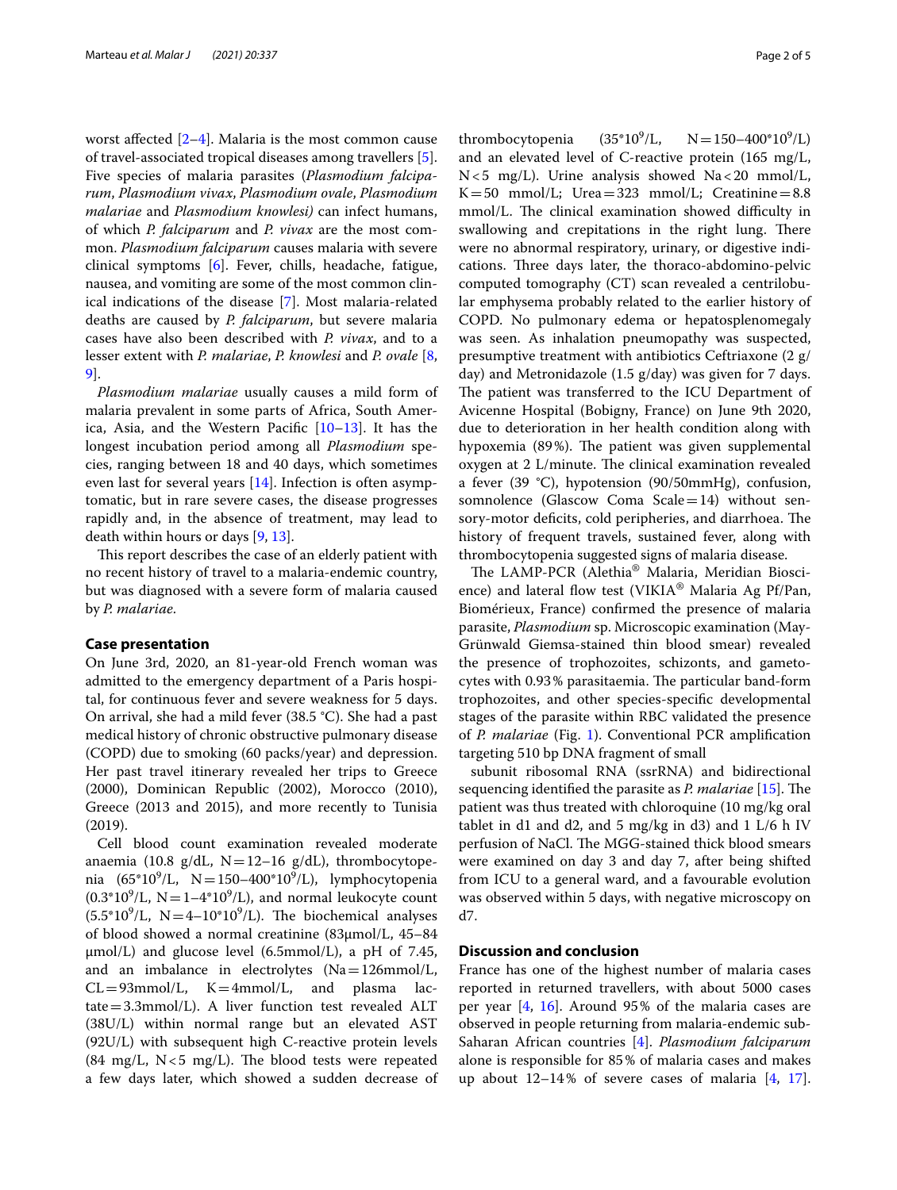worst affected [2–4]. Malaria is the most common cause of travel-associated tropical diseases among travellers [5]. Five species of malaria parasites (*Plasmodium falciparum*, *Plasmodium vivax*, *Plasmodium ovale*, *Plasmodium malariae* and *Plasmodium knowlesi)* can infect humans, of which *P. falciparum* and *P. vivax* are the most common. *Plasmodium falciparum* causes malaria with severe clinical symptoms [6]. Fever, chills, headache, fatigue, nausea, and vomiting are some of the most common clinical indications of the disease [7]. Most malaria-related deaths are caused by *P. falciparum*, but severe malaria cases have also been described with *P. vivax*, and to a lesser extent with *P. malariae*, *P. knowlesi* and *P. ovale* [8, 9].

*Plasmodium malariae* usually causes a mild form of malaria prevalent in some parts of Africa, South America, Asia, and the Western Pacific [10–13]. It has the longest incubation period among all *Plasmodium* species, ranging between 18 and 40 days, which sometimes even last for several years [14]. Infection is often asymptomatic, but in rare severe cases, the disease progresses rapidly and, in the absence of treatment, may lead to death within hours or days [9, 13].

This report describes the case of an elderly patient with no recent history of travel to a malaria-endemic country, but was diagnosed with a severe form of malaria caused by *P. malariae*.

## Case presentation

On June 3rd, 2020, an 81-year-old French woman was admitted to the emergency department of a Paris hospital, for continuous fever and severe weakness for 5 days. On arrival, she had a mild fever (38.5 °C). She had a past medical history of chronic obstructive pulmonary disease (COPD) due to smoking (60 packs/year) and depression. Her past travel itinerary revealed her trips to Greece (2000), Dominican Republic (2002), Morocco (2010), Greece (2013 and 2015), and more recently to Tunisia (2019).

Cell blood count examination revealed moderate anaemia (10.8 g/dL, N = 12–16 g/dL), thrombocytopenia ($65*10^9$/L, N = 150–400$*10^9$/L), lymphocytopenia ($0.3*10^9$/L, N = 1–4$*10^9$/L), and normal leukocyte count ($5.5*10^9$/L, N = 4–10$*10^9$/L). The biochemical analyses of blood showed a normal creatinine (83µmol/L, 45–84 µmol/L) and glucose level (6.5mmol/L), a pH of 7.45, and an imbalance in electrolytes (Na = 126mmol/L, CL = 93mmol/L, K = 4mmol/L, and plasma lactate = 3.3mmol/L). A liver function test revealed ALT (38U/L) within normal range but an elevated AST (92U/L) with subsequent high C-reactive protein levels (84 mg/L, N < 5 mg/L). The blood tests were repeated a few days later, which showed a sudden decrease of thrombocytopenia ($35*10^9$/L, N = 150–400$*10^9$/L) and an elevated level of C-reactive protein (165 mg/L, N < 5 mg/L). Urine analysis showed Na < 20 mmol/L, K = 50 mmol/L; Urea = 323 mmol/L; Creatinine = 8.8 mmol/L. The clinical examination showed difficulty in swallowing and crepitations in the right lung. There were no abnormal respiratory, urinary, or digestive indications. Three days later, the thoraco-abdomino-pelvic computed tomography (CT) scan revealed a centrilobular emphysema probably related to the earlier history of COPD. No pulmonary edema or hepatosplenomegaly was seen. As inhalation pneumopathy was suspected, presumptive treatment with antibiotics Ceftriaxone (2 g/day) and Metronidazole (1.5 g/day) was given for 7 days. The patient was transferred to the ICU Department of Avicenne Hospital (Bobigny, France) on June 9th 2020, due to deterioration in her health condition along with hypoxemia (89%). The patient was given supplemental oxygen at 2 L/minute. The clinical examination revealed a fever (39 °C), hypotension (90/50mmHg), confusion, somnolence (Glascow Coma Scale = 14) without sensory-motor deficits, cold peripheries, and diarrhoea. The history of frequent travels, sustained fever, along with thrombocytopenia suggested signs of malaria disease.

The LAMP-PCR (Alethia® Malaria, Meridian Bioscience) and lateral flow test (VIKIA® Malaria Ag Pf/Pan, Biomérieux, France) confirmed the presence of malaria parasite, *Plasmodium* sp. Microscopic examination (May-Grünwald Giemsa-stained thin blood smear) revealed the presence of trophozoites, schizonts, and gametocytes with 0.93% parasitaemia. The particular band-form trophozoites, and other species-specific developmental stages of the parasite within RBC validated the presence of *P. malariae* (Fig. 1). Conventional PCR amplification targeting 510 bp DNA fragment of small subunit ribosomal RNA (ssrRNA) and bidirectional sequencing identified the parasite as *P. malariae* [15]. The patient was thus treated with chloroquine (10 mg/kg oral tablet in d1 and d2, and 5 mg/kg in d3) and 1 L/6 h IV perfusion of NaCl. The MGG-stained thick blood smears were examined on day 3 and day 7, after being shifted from ICU to a general ward, and a favourable evolution was observed within 5 days, with negative microscopy on d7.

## Discussion and conclusion

France has one of the highest number of malaria cases reported in returned travellers, with about 5000 cases per year [4, 16]. Around 95% of the malaria cases are observed in people returning from malaria-endemic sub-Saharan African countries [4]. *Plasmodium falciparum* alone is responsible for 85% of malaria cases and makes up about 12–14% of severe cases of malaria [4, 17].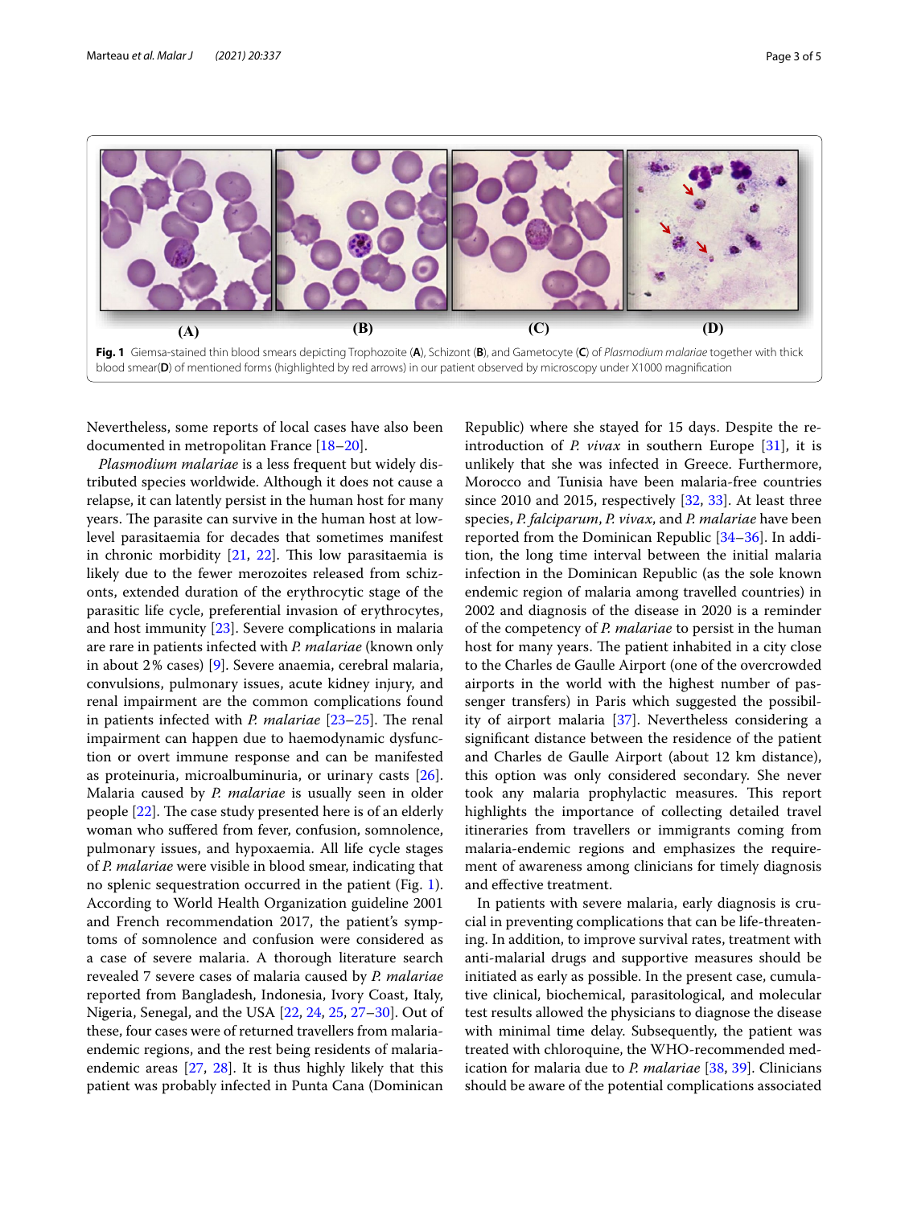**Fig. 1** Giemsa-stained thin blood smears depicting Trophozoite (**A**), Schizont (**B**), and Gametocyte (**C**) of *Plasmodium malariae* together with thick blood smear(**D**) of mentioned forms (highlighted by red arrows) in our patient observed by microscopy under X1000 magnification

Nevertheless, some reports of local cases have also been documented in metropolitan France [18–20].

*Plasmodium malariae* is a less frequent but widely distributed species worldwide. Although it does not cause a relapse, it can latently persist in the human host for many years. The parasite can survive in the human host at low-level parasitaemia for decades that sometimes manifest in chronic morbidity [21, 22]. This low parasitaemia is likely due to the fewer merozoites released from schizonts, extended duration of the erythrocytic stage of the parasitic life cycle, preferential invasion of erythrocytes, and host immunity [23]. Severe complications in malaria are rare in patients infected with *P. malariae* (known only in about 2% cases) [9]. Severe anaemia, cerebral malaria, convulsions, pulmonary issues, acute kidney injury, and renal impairment are the common complications found in patients infected with *P. malariae* [23–25]. The renal impairment can happen due to haemodynamic dysfunction or overt immune response and can be manifested as proteinuria, microalbuminuria, or urinary casts [26]. Malaria caused by *P. malariae* is usually seen in older people [22]. The case study presented here is of an elderly woman who suffered from fever, confusion, somnolence, pulmonary issues, and hypoxaemia. All life cycle stages of *P. malariae* were visible in blood smear, indicating that no splenic sequestration occurred in the patient (Fig. 1). According to World Health Organization guideline 2001 and French recommendation 2017, the patient's symptoms of somnolence and confusion were considered as a case of severe malaria. A thorough literature search revealed 7 severe cases of malaria caused by *P. malariae* reported from Bangladesh, Indonesia, Ivory Coast, Italy, Nigeria, Senegal, and the USA [22, 24, 25, 27–30]. Out of these, four cases were of returned travellers from malaria-endemic regions, and the rest being residents of malaria-endemic areas [27, 28]. It is thus highly likely that this patient was probably infected in Punta Cana (Dominican Republic) where she stayed for 15 days. Despite the re-introduction of *P. vivax* in southern Europe [31], it is unlikely that she was infected in Greece. Furthermore, Morocco and Tunisia have been malaria-free countries since 2010 and 2015, respectively [32, 33]. At least three species, *P. falciparum*, *P. vivax*, and *P. malariae* have been reported from the Dominican Republic [34–36]. In addition, the long time interval between the initial malaria infection in the Dominican Republic (as the sole known endemic region of malaria among travelled countries) in 2002 and diagnosis of the disease in 2020 is a reminder of the competency of *P. malariae* to persist in the human host for many years. The patient inhabited in a city close to the Charles de Gaulle Airport (one of the overcrowded airports in the world with the highest number of passenger transfers) in Paris which suggested the possibility of airport malaria [37]. Nevertheless considering a significant distance between the residence of the patient and Charles de Gaulle Airport (about 12 km distance), this option was only considered secondary. She never took any malaria prophylactic measures. This report highlights the importance of collecting detailed travel itineraries from travellers or immigrants coming from malaria-endemic regions and emphasizes the requirement of awareness among clinicians for timely diagnosis and effective treatment.

In patients with severe malaria, early diagnosis is crucial in preventing complications that can be life-threatening. In addition, to improve survival rates, treatment with anti-malarial drugs and supportive measures should be initiated as early as possible. In the present case, cumulative clinical, biochemical, parasitological, and molecular test results allowed the physicians to diagnose the disease with minimal time delay. Subsequently, the patient was treated with chloroquine, the WHO-recommended medication for malaria due to *P. malariae* [38, 39]. Clinicians should be aware of the potential complications associated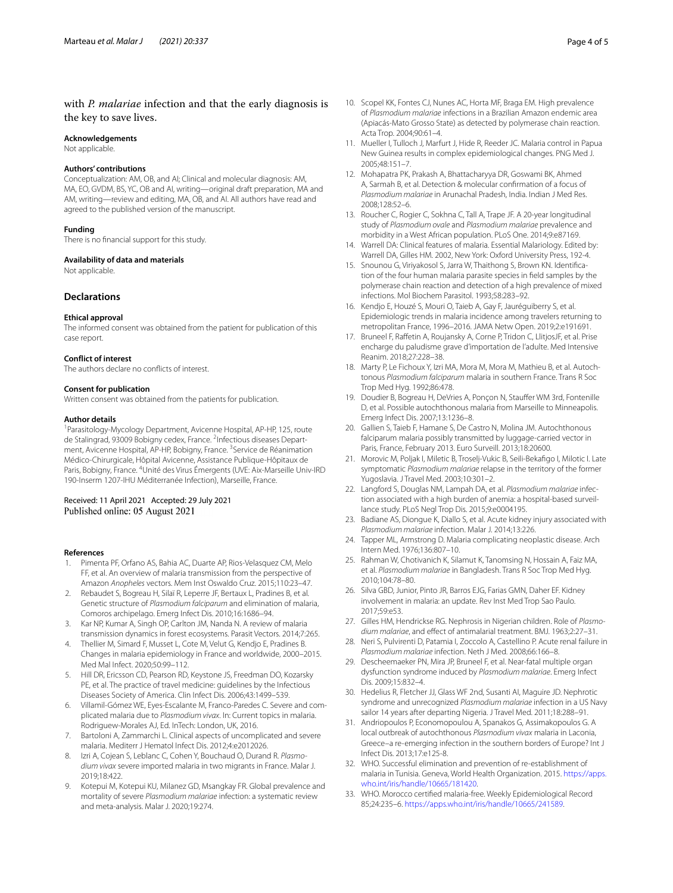with *P. malariae* infection and that the early diagnosis is the key to save lives.

### Acknowledgements

Not applicable.

### Authors' contributions

Conceptualization: AM, OB, and AI; Clinical and molecular diagnosis: AM, MA, EO, GVDM, BS, YC, OB and AI, writing—original draft preparation, MA and AM, writing—review and editing, MA, OB, and AI. All authors have read and agreed to the published version of the manuscript.

### Funding

There is no financial support for this study.

### Availability of data and materials

Not applicable.

## Declarations

### Ethical approval

The informed consent was obtained from the patient for publication of this case report.

### Conflict of interest

The authors declare no conflicts of interest.

### Consent for publication

Written consent was obtained from the patients for publication.

### Author details

[1] Parasitology-Mycology Department, Avicenne Hospital, AP-HP, 125, route de Stalingrad, 93009 Bobigny cedex, France. [2] Infectious diseases Department, Avicenne Hospital, AP-HP, Bobigny, France. [3] Service de Réanimation Médico-Chirurgicale, Hôpital Avicenne, Assistance Publique-Hôpitaux de Paris, Bobigny, France. [4] Unité des Virus Émergents (UVE: Aix-Marseille Univ-IRD 190-Inserm 1207-IHU Méditerranée Infection), Marseille, France.

Received: 11 April 2021 Accepted: 29 July 2021
Published online: 05 August 2021

### References

1. Pimenta PF, Orfano AS, Bahia AC, Duarte AP, Rios-Velasquez CM, Melo FF, et al. An overview of malaria transmission from the perspective of Amazon *Anopheles* vectors. Mem Inst Oswaldo Cruz. 2015;110:23–47.
2. Rebaudet S, Bogreau H, Silaï R, Leperre JF, Bertaux L, Pradines B, et al. Genetic structure of *Plasmodium falciparum* and elimination of malaria, Comoros archipelago. Emerg Infect Dis. 2010;16:1686–94.
3. Kar NP, Kumar A, Singh OP, Carlton JM, Nanda N. A review of malaria transmission dynamics in forest ecosystems. Parasit Vectors. 2014;7:265.
4. Thellier M, Simard F, Musset L, Cote M, Velut G, Kendjo E, Pradines B. Changes in malaria epidemiology in France and worldwide, 2000–2015. Med Mal Infect. 2020;50:99–112.
5. Hill DR, Ericsson CD, Pearson RD, Keystone JS, Freedman DO, Kozarsky PE, et al. The practice of travel medicine: guidelines by the Infectious Diseases Society of America. Clin Infect Dis. 2006;43:1499–539.
6. Villamil-Gómez WE, Eyes-Escalante M, Franco-Paredes C. Severe and complicated malaria due to *Plasmodium vivax*. In: Current topics in malaria. Rodriguew-Morales AJ, Ed. InTech: London, UK, 2016.
7. Bartoloni A, Zammarchi L. Clinical aspects of uncomplicated and severe malaria. Mediterr J Hematol Infect Dis. 2012;4:e2012026.
8. Izri A, Cojean S, Leblanc C, Cohen Y, Bouchaud O, Durand R. *Plasmodium vivax* severe imported malaria in two migrants in France. Malar J. 2019;18:422.
9. Kotepui M, Kotepui KU, Milanez GD, Msangkay FR. Global prevalence and mortality of severe *Plasmodium malariae* infection: a systematic review and meta-analysis. Malar J. 2020;19:274.
10. Scopel KK, Fontes CJ, Nunes AC, Horta MF, Braga EM. High prevalence of *Plasmodium malariae* infections in a Brazilian Amazon endemic area (Apiacás-Mato Grosso State) as detected by polymerase chain reaction. Acta Trop. 2004;90:61–4.
11. Mueller I, Tulloch J, Marfurt J, Hide R, Reeder JC. Malaria control in Papua New Guinea results in complex epidemiological changes. PNG Med J. 2005;48:151–7.
12. Mohapatra PK, Prakash A, Bhattacharyya DR, Goswami BK, Ahmed A, Sarmah B, et al. Detection & molecular confirmation of a focus of *Plasmodium malariae* in Arunachal Pradesh, India. Indian J Med Res. 2008;128:52–6.
13. Roucher C, Rogier C, Sokhna C, Tall A, Trape JF. A 20-year longitudinal study of *Plasmodium ovale* and *Plasmodium malariae* prevalence and morbidity in a West African population. PLoS One. 2014;9:e87169.
14. Warrell DA: Clinical features of malaria. Essential Malariology. Edited by: Warrell DA, Gilles HM. 2002, New York: Oxford University Press, 192-4.
15. Snounou G, Viriyakosol S, Jarra W, Thaithong S, Brown KN. Identification of the four human malaria parasite species in field samples by the polymerase chain reaction and detection of a high prevalence of mixed infections. Mol Biochem Parasitol. 1993;58:283–92.
16. Kendjo E, Houzé S, Mouri O, Taieb A, Gay F, Jauréguiberry S, et al. Epidemiologic trends in malaria incidence among travelers returning to metropolitan France, 1996–2016. JAMA Netw Open. 2019;2:e191691.
17. Bruneel F, Raffetin A, Roujansky A, Corne P, Tridon C, LlitjosJF, et al. Prise encharge du paludisme grave d'importation de l'adulte. Med Intensive Reanim. 2018;27:228–38.
18. Marty P, Le Fichoux Y, Izri MA, Mora M, Mora M, Mathieu B, et al. Autochtonous *Plasmodium falciparum* malaria in southern France. Trans R Soc Trop Med Hyg. 1992;86:478.
19. Doudier B, Bogreau H, DeVries A, Ponçon N, Stauffer WM 3rd, Fontenille D, et al. Possible autochthonous malaria from Marseille to Minneapolis. Emerg Infect Dis. 2007;13:1236–8.
20. Gallien S, Taieb F, Hamane S, De Castro N, Molina JM. Autochthonous falciparum malaria possibly transmitted by luggage-carried vector in Paris, France, February 2013. Euro Surveill. 2013;18:20600.
21. Morovic M, Poljak I, Miletic B, Troselj-Vukic B, Seili-Bekafigo I, Milotic I. Late symptomatic *Plasmodium malariae* relapse in the territory of the former Yugoslavia. J Travel Med. 2003;10:301–2.
22. Langford S, Douglas NM, Lampah DA, et al. *Plasmodium malariae* infection associated with a high burden of anemia: a hospital-based surveillance study. PLoS Negl Trop Dis. 2015;9:e0004195.
23. Badiane AS, Diongue K, Diallo S, et al. Acute kidney injury associated with *Plasmodium malariae* infection. Malar J. 2014;13:226.
24. Tapper ML, Armstrong D. Malaria complicating neoplastic disease. Arch Intern Med. 1976;136:807–10.
25. Rahman W, Chotivanich K, Silamut K, Tanomsing N, Hossain A, Faiz MA, et al. *Plasmodium malariae* in Bangladesh. Trans R Soc Trop Med Hyg. 2010;104:78–80.
26. Silva GBD, Junior, Pinto JR, Barros EJG, Farias GMN, Daher EF. Kidney involvement in malaria: an update. Rev Inst Med Trop Sao Paulo. 2017;59:e53.
27. Gilles HM, Hendrickse RG. Nephrosis in Nigerian children. Role of *Plasmodium malariae*, and effect of antimalarial treatment. BMJ. 1963;2:27–31.
28. Neri S, Pulvirenti D, Patamia I, Zoccolo A, Castellino P. Acute renal failure in *Plasmodium malariae* infection. Neth J Med. 2008;66:166–8.
29. Descheemaeker PN, Mira JP, Bruneel F, et al. Near-fatal multiple organ dysfunction syndrome induced by *Plasmodium malariae*. Emerg Infect Dis. 2009;15:832–4.
30. Hedelius R, Fletcher JJ, Glass WF 2nd, Susanti AI, Maguire JD. Nephrotic syndrome and unrecognized *Plasmodium malariae* infection in a US Navy sailor 14 years after departing Nigeria. J Travel Med. 2011;18:288–91.
31. Andriopoulos P, Economopoulou A, Spanakos G, Assimakopoulos G. A local outbreak of autochthonous *Plasmodium vivax* malaria in Laconia, Greece–a re-emerging infection in the southern borders of Europe? Int J Infect Dis. 2013;17:e125-8.
32. WHO. Successful elimination and prevention of re-establishment of malaria in Tunisia. Geneva, World Health Organization. 2015. https://apps.who.int/iris/handle/10665/181420.
33. WHO. Morocco certified malaria-free. Weekly Epidemiological Record 85;24:235–6. https://apps.who.int/iris/handle/10665/241589.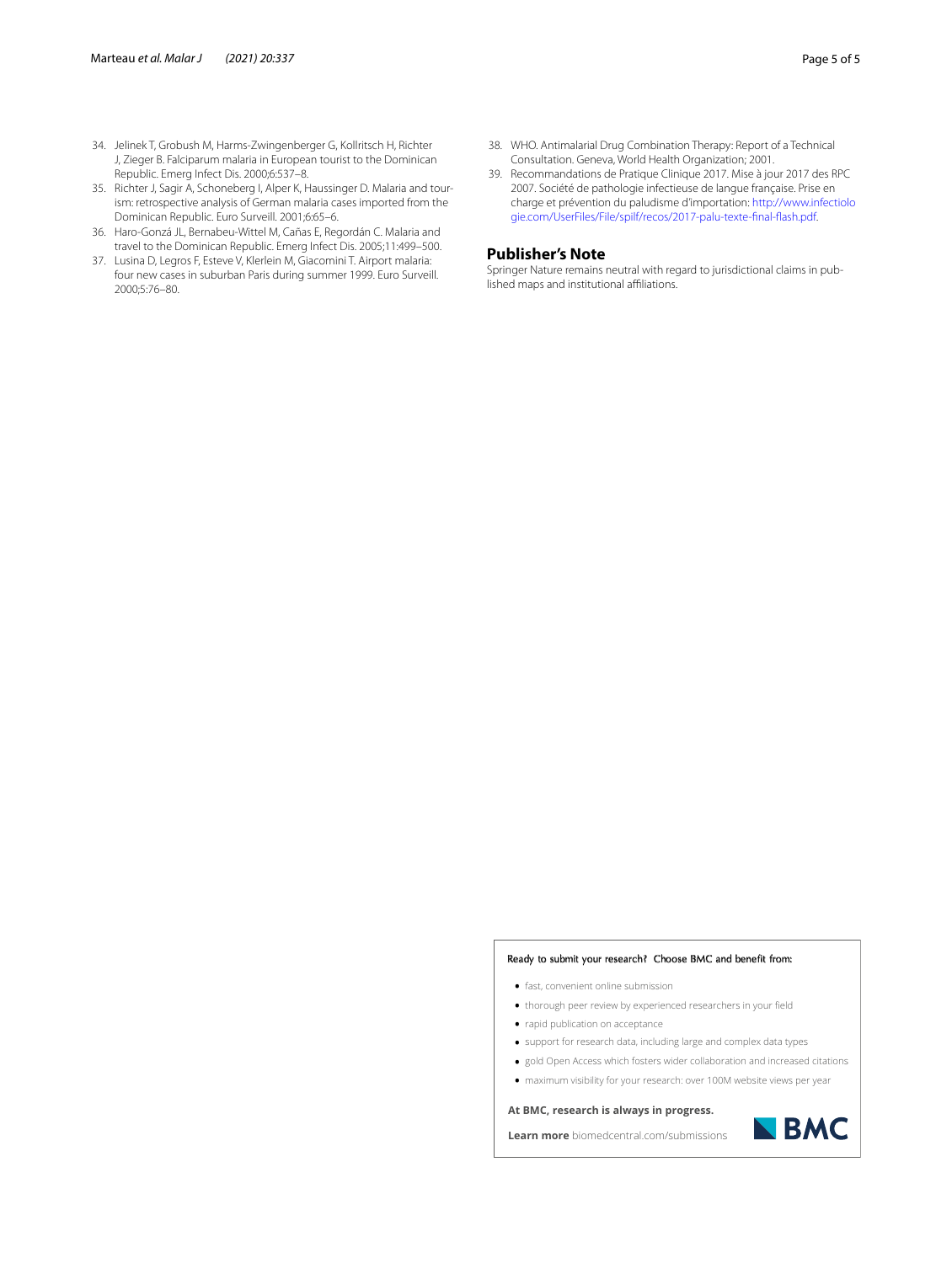34. Jelinek T, Grobush M, Harms-Zwingenberger G, Kollritsch H, Richter J, Zieger B. Falciparum malaria in European tourist to the Dominican Republic. Emerg Infect Dis. 2000;6:537–8.
35. Richter J, Sagir A, Schoneberg I, Alper K, Haussinger D. Malaria and tourism: retrospective analysis of German malaria cases imported from the Dominican Republic. Euro Surveill. 2001;6:65–6.
36. Haro-Gonzá JL, Bernabeu-Wittel M, Cañas E, Regordán C. Malaria and travel to the Dominican Republic. Emerg Infect Dis. 2005;11:499–500.
37. Lusina D, Legros F, Esteve V, Klerlein M, Giacomini T. Airport malaria: four new cases in suburban Paris during summer 1999. Euro Surveill. 2000;5:76–80.
38. WHO. Antimalarial Drug Combination Therapy: Report of a Technical Consultation. Geneva, World Health Organization; 2001.
39. Recommandations de Pratique Clinique 2017. Mise à jour 2017 des RPC 2007. Société de pathologie infectieuse de langue française. Prise en charge et prévention du paludisme d'importation: http://www.infectiologie.com/UserFiles/File/spilf/recos/2017-palu-texte-final-flash.pdf.

## Publisher's Note

Springer Nature remains neutral with regard to jurisdictional claims in published maps and institutional affiliations.

Ready to submit your research? Choose BMC and benefit from:

- fast, convenient online submission
- thorough peer review by experienced researchers in your field
- rapid publication on acceptance
- support for research data, including large and complex data types
- gold Open Access which fosters wider collaboration and increased citations
- maximum visibility for your research: over 100M website views per year

**At BMC, research is always in progress.**

**Learn more** biomedcentral.com/submissions

BMC